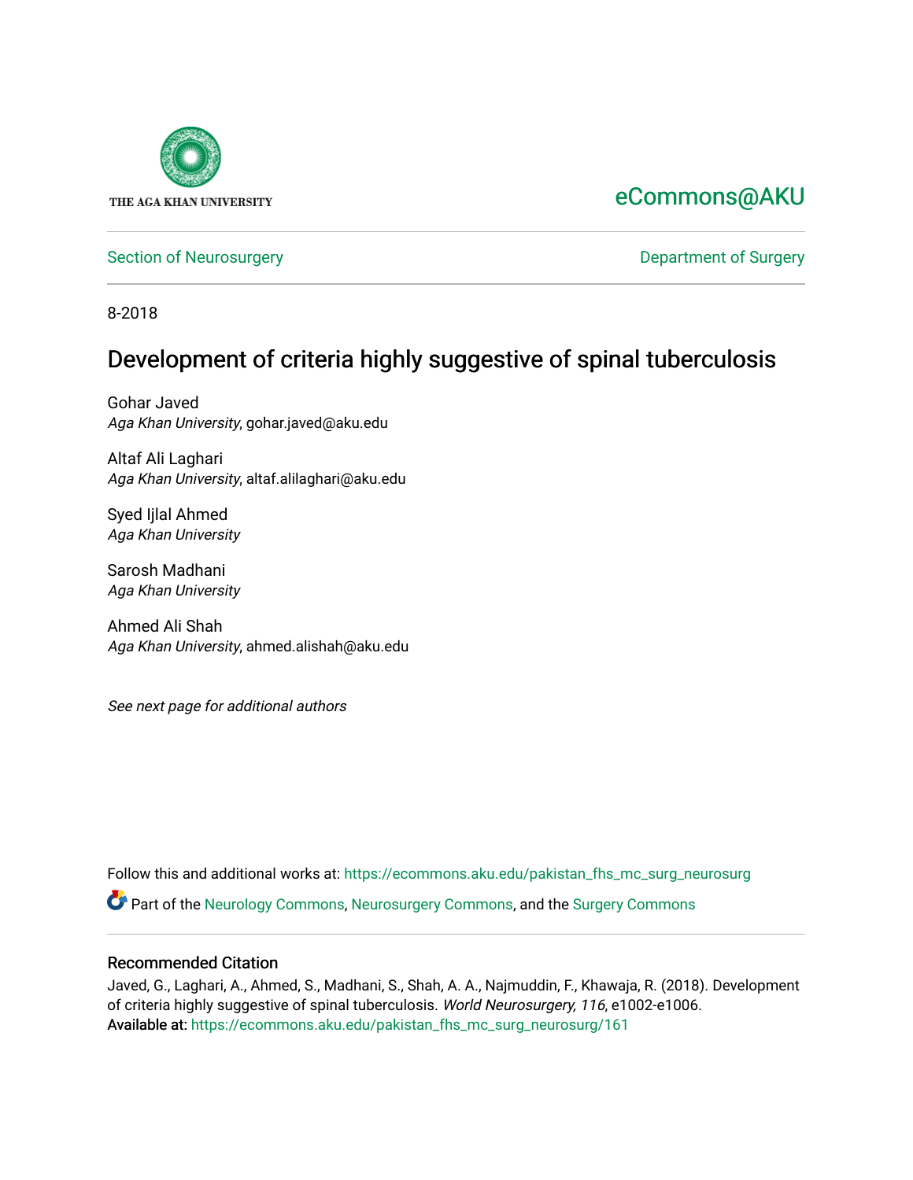THE AGA KHAN UNIVERSITY

eCommons@AKU

Section of Neurosurgery | Department of Surgery

8-2018

# Development of criteria highly suggestive of spinal tuberculosis

Gohar Javed
*Aga Khan University*, gohar.javed@aku.edu

Altaf Ali Laghari
*Aga Khan University*, altaf.alilaghari@aku.edu

Syed Ijlal Ahmed
*Aga Khan University*

Sarosh Madhani
*Aga Khan University*

Ahmed Ali Shah
*Aga Khan University*, ahmed.alishah@aku.edu

*See next page for additional authors*

Follow this and additional works at: https://ecommons.aku.edu/pakistan_fhs_mc_surg_neurosurg

Part of the Neurology Commons, Neurosurgery Commons, and the Surgery Commons

### Recommended Citation

Javed, G., Laghari, A., Ahmed, S., Madhani, S., Shah, A. A., Najmuddin, F., Khawaja, R. (2018). Development of criteria highly suggestive of spinal tuberculosis. *World Neurosurgery, 116*, e1002-e1006.
Available at: https://ecommons.aku.edu/pakistan_fhs_mc_surg_neurosurg/161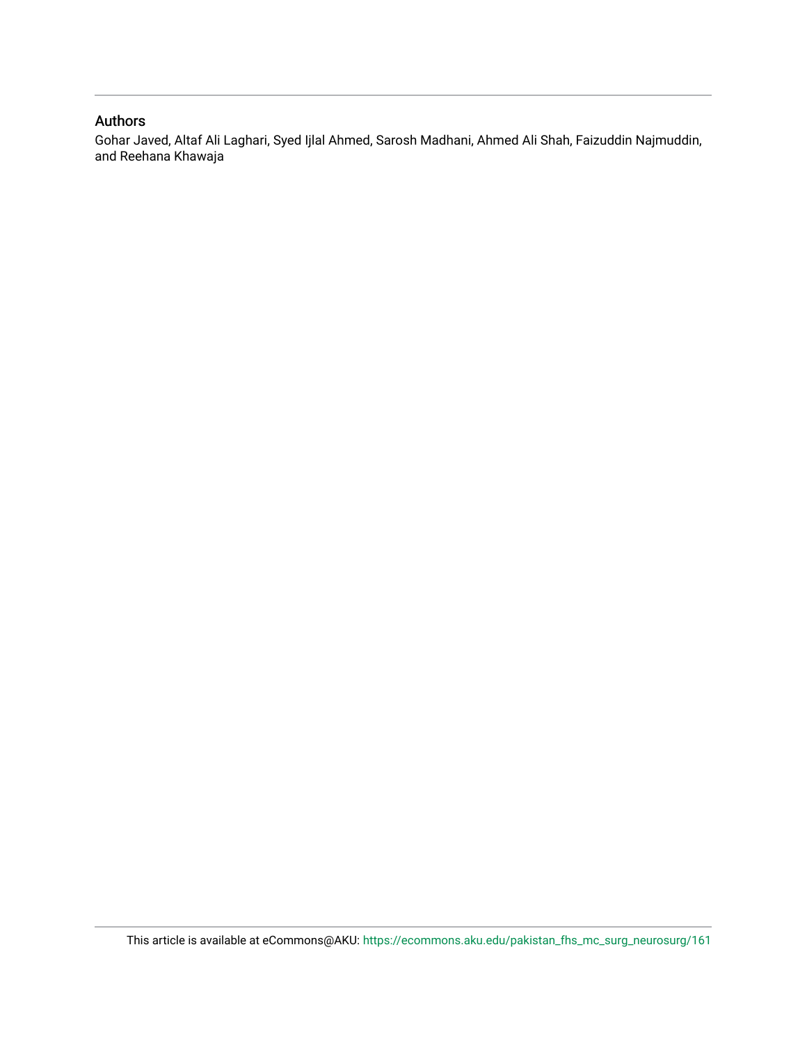## Authors

Gohar Javed, Altaf Ali Laghari, Syed Ijlal Ahmed, Sarosh Madhani, Ahmed Ali Shah, Faizuddin Najmuddin, and Reehana Khawaja

This article is available at eCommons@AKU: https://ecommons.aku.edu/pakistan_fhs_mc_surg_neurosurg/161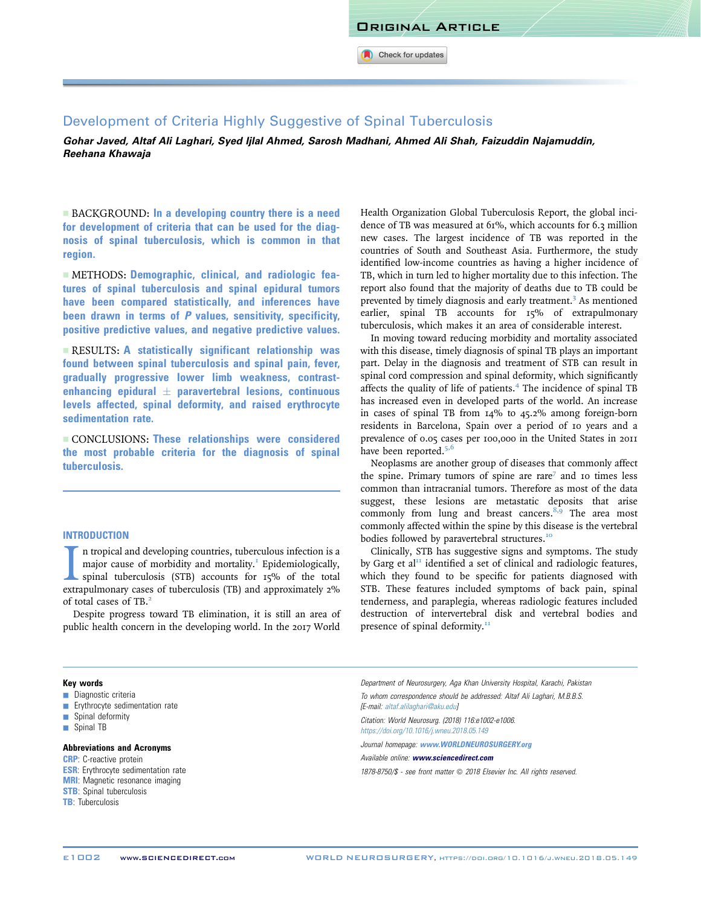ORIGINAL ARTICLE

# Development of Criteria Highly Suggestive of Spinal Tuberculosis

***Gohar Javed, Altaf Ali Laghari, Syed Ijlal Ahmed, Sarosh Madhani, Ahmed Ali Shah, Faizuddin Najamuddin, Reehana Khawaja***

■ BACKGROUND: **In a developing country there is a need for development of criteria that can be used for the diagnosis of spinal tuberculosis, which is common in that region.**

■ METHODS: **Demographic, clinical, and radiologic features of spinal tuberculosis and spinal epidural tumors have been compared statistically, and inferences have been drawn in terms of *P* values, sensitivity, specificity, positive predictive values, and negative predictive values.**

■ RESULTS: **A statistically significant relationship was found between spinal tuberculosis and spinal pain, fever, gradually progressive lower limb weakness, contrast-enhancing epidural ± paravertebral lesions, continuous levels affected, spinal deformity, and raised erythrocyte sedimentation rate.**

■ CONCLUSIONS: **These relationships were considered the most probable criteria for the diagnosis of spinal tuberculosis.**

## INTRODUCTION

In tropical and developing countries, tuberculous infection is a major cause of morbidity and mortality.[1] Epidemiologically, spinal tuberculosis (STB) accounts for 15% of the total extrapulmonary cases of tuberculosis (TB) and approximately 2% of total cases of TB.[2]

Despite progress toward TB elimination, it is still an area of public health concern in the developing world. In the 2017 World Health Organization Global Tuberculosis Report, the global incidence of TB was measured at 61%, which accounts for 6.3 million new cases. The largest incidence of TB was reported in the countries of South and Southeast Asia. Furthermore, the study identified low-income countries as having a higher incidence of TB, which in turn led to higher mortality due to this infection. The report also found that the majority of deaths due to TB could be prevented by timely diagnosis and early treatment.[3] As mentioned earlier, spinal TB accounts for 15% of extrapulmonary tuberculosis, which makes it an area of considerable interest.

In moving toward reducing morbidity and mortality associated with this disease, timely diagnosis of spinal TB plays an important part. Delay in the diagnosis and treatment of STB can result in spinal cord compression and spinal deformity, which significantly affects the quality of life of patients.[4] The incidence of spinal TB has increased even in developed parts of the world. An increase in cases of spinal TB from 14% to 45.2% among foreign-born residents in Barcelona, Spain over a period of 10 years and a prevalence of 0.05 cases per 100,000 in the United States in 2011 have been reported.[5,6]

Neoplasms are another group of diseases that commonly affect the spine. Primary tumors of spine are rare[7] and 10 times less common than intracranial tumors. Therefore as most of the data suggest, these lesions are metastatic deposits that arise commonly from lung and breast cancers.[8,9] The area most commonly affected within the spine by this disease is the vertebral bodies followed by paravertebral structures.[10]

Clinically, STB has suggestive signs and symptoms. The study by Garg et al[11] identified a set of clinical and radiologic features, which they found to be specific for patients diagnosed with STB. These features included symptoms of back pain, spinal tenderness, and paraplegia, whereas radiologic features included destruction of intervertebral disk and vertebral bodies and presence of spinal deformity.[11]

**Key words**
- Diagnostic criteria
- Erythrocyte sedimentation rate
- Spinal deformity
- Spinal TB

**Abbreviations and Acronyms**
**CRP**: C-reactive protein
**ESR**: Erythrocyte sedimentation rate
**MRI**: Magnetic resonance imaging
**STB**: Spinal tuberculosis
**TB**: Tuberculosis

*Department of Neurosurgery, Aga Khan University Hospital, Karachi, Pakistan*

*To whom correspondence should be addressed: Altaf Ali Laghari, M.B.B.S. [E-mail: altaf.alilaghari@aku.edu]*

*Citation: World Neurosurg. (2018) 116:e1002-e1006.*
*https://doi.org/10.1016/j.wneu.2018.05.149*

*Journal homepage: www.WORLDNEUROSURGERY.org*

*Available online: www.sciencedirect.com*

*1878-8750/$ - see front matter © 2018 Elsevier Inc. All rights reserved.*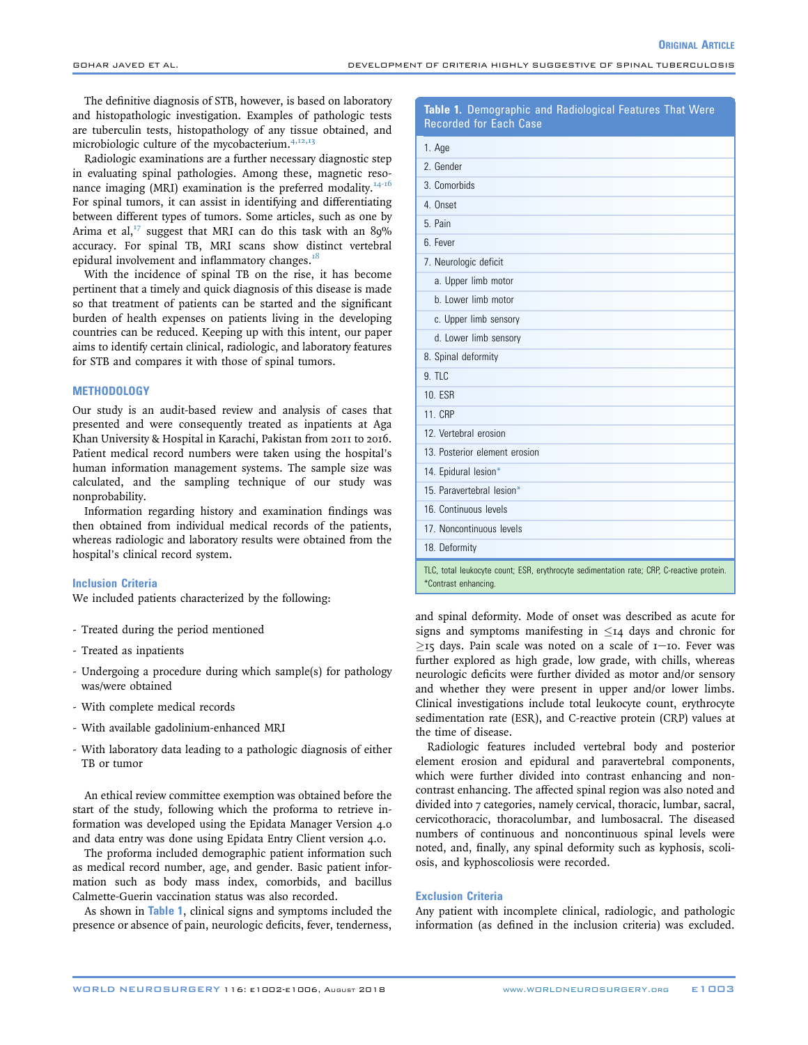The definitive diagnosis of STB, however, is based on laboratory and histopathologic investigation. Examples of pathologic tests are tuberculin tests, histopathology of any tissue obtained, and microbiologic culture of the mycobacterium.[4,12,13]

Radiologic examinations are a further necessary diagnostic step in evaluating spinal pathologies. Among these, magnetic resonance imaging (MRI) examination is the preferred modality.[14-16] For spinal tumors, it can assist in identifying and differentiating between different types of tumors. Some articles, such as one by Arima et al,[17] suggest that MRI can do this task with an 89% accuracy. For spinal TB, MRI scans show distinct vertebral epidural involvement and inflammatory changes.[18]

With the incidence of spinal TB on the rise, it has become pertinent that a timely and quick diagnosis of this disease is made so that treatment of patients can be started and the significant burden of health expenses on patients living in the developing countries can be reduced. Keeping up with this intent, our paper aims to identify certain clinical, radiologic, and laboratory features for STB and compares it with those of spinal tumors.

## METHODOLOGY

Our study is an audit-based review and analysis of cases that presented and were consequently treated as inpatients at Aga Khan University & Hospital in Karachi, Pakistan from 2011 to 2016. Patient medical record numbers were taken using the hospital's human information management systems. The sample size was calculated, and the sampling technique of our study was nonprobability.

Information regarding history and examination findings was then obtained from individual medical records of the patients, whereas radiologic and laboratory results were obtained from the hospital's clinical record system.

### Inclusion Criteria

We included patients characterized by the following:

- Treated during the period mentioned
- Treated as inpatients
- Undergoing a procedure during which sample(s) for pathology was/were obtained
- With complete medical records
- With available gadolinium-enhanced MRI
- With laboratory data leading to a pathologic diagnosis of either TB or tumor

An ethical review committee exemption was obtained before the start of the study, following which the proforma to retrieve information was developed using the Epidata Manager Version 4.0 and data entry was done using Epidata Entry Client version 4.0.

The proforma included demographic patient information such as medical record number, age, and gender. Basic patient information such as body mass index, comorbids, and bacillus Calmette-Guerin vaccination status was also recorded.

As shown in Table 1, clinical signs and symptoms included the presence or absence of pain, neurologic deficits, fever, tenderness, and spinal deformity. Mode of onset was described as acute for signs and symptoms manifesting in ≤14 days and chronic for ≥15 days. Pain scale was noted on a scale of 1–10. Fever was further explored as high grade, low grade, with chills, whereas neurologic deficits were further divided as motor and/or sensory and whether they were present in upper and/or lower limbs. Clinical investigations include total leukocyte count, erythrocyte sedimentation rate (ESR), and C-reactive protein (CRP) values at the time of disease.

Radiologic features included vertebral body and posterior element erosion and epidural and paravertebral components, which were further divided into contrast enhancing and noncontrast enhancing. The affected spinal region was also noted and divided into 7 categories, namely cervical, thoracic, lumbar, sacral, cervicothoracic, thoracolumbar, and lumbosacral. The diseased numbers of continuous and noncontinuous spinal levels were noted, and, finally, any spinal deformity such as kyphosis, scoliosis, and kyphoscoliosis were recorded.

**Table 1.** Demographic and Radiological Features That Were Recorded for Each Case

| Feature |
|---|
| 1. Age |
| 2. Gender |
| 3. Comorbids |
| 4. Onset |
| 5. Pain |
| 6. Fever |
| 7. Neurologic deficit |
| a. Upper limb motor |
| b. Lower limb motor |
| c. Upper limb sensory |
| d. Lower limb sensory |
| 8. Spinal deformity |
| 9. TLC |
| 10. ESR |
| 11. CRP |
| 12. Vertebral erosion |
| 13. Posterior element erosion |
| 14. Epidural lesion* |
| 15. Paravertebral lesion* |
| 16. Continuous levels |
| 17. Noncontinuous levels |
| 18. Deformity |

TLC, total leukocyte count; ESR, erythrocyte sedimentation rate; CRP, C-reactive protein.
*Contrast enhancing.

### Exclusion Criteria

Any patient with incomplete clinical, radiologic, and pathologic information (as defined in the inclusion criteria) was excluded.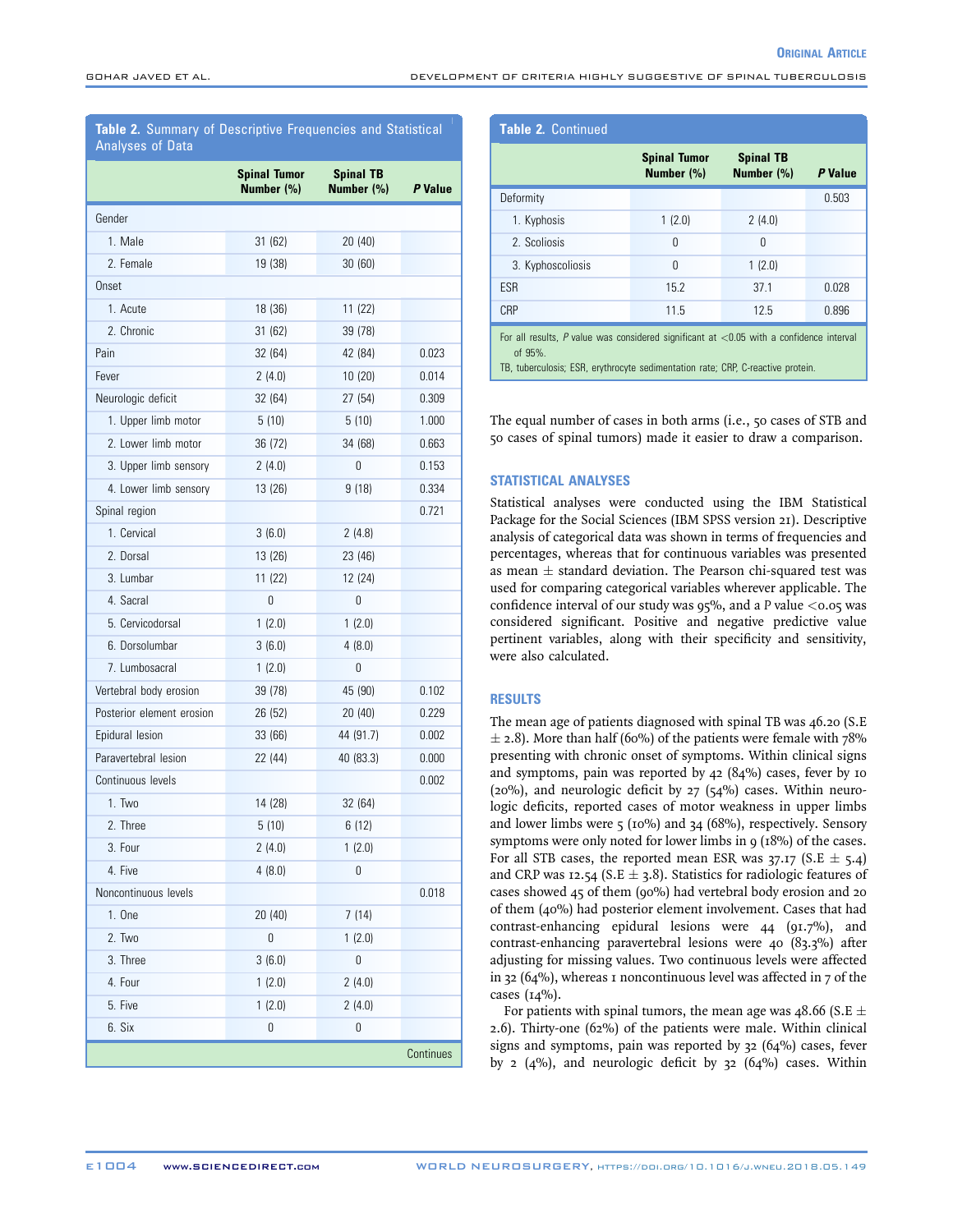**Table 2.** Summary of Descriptive Frequencies and Statistical Analyses of Data

| | Spinal Tumor Number (%) | Spinal TB Number (%) | *P* Value |
|---|---|---|---|
| Gender | | | |
| 1. Male | 31 (62) | 20 (40) | |
| 2. Female | 19 (38) | 30 (60) | |
| Onset | | | |
| 1. Acute | 18 (36) | 11 (22) | |
| 2. Chronic | 31 (62) | 39 (78) | |
| Pain | 32 (64) | 42 (84) | 0.023 |
| Fever | 2 (4.0) | 10 (20) | 0.014 |
| Neurologic deficit | 32 (64) | 27 (54) | 0.309 |
| 1. Upper limb motor | 5 (10) | 5 (10) | 1.000 |
| 2. Lower limb motor | 36 (72) | 34 (68) | 0.663 |
| 3. Upper limb sensory | 2 (4.0) | 0 | 0.153 |
| 4. Lower limb sensory | 13 (26) | 9 (18) | 0.334 |
| Spinal region | | | 0.721 |
| 1. Cervical | 3 (6.0) | 2 (4.8) | |
| 2. Dorsal | 13 (26) | 23 (46) | |
| 3. Lumbar | 11 (22) | 12 (24) | |
| 4. Sacral | 0 | 0 | |
| 5. Cervicodorsal | 1 (2.0) | 1 (2.0) | |
| 6. Dorsolumbar | 3 (6.0) | 4 (8.0) | |
| 7. Lumbosacral | 1 (2.0) | 0 | |
| Vertebral body erosion | 39 (78) | 45 (90) | 0.102 |
| Posterior element erosion | 26 (52) | 20 (40) | 0.229 |
| Epidural lesion | 33 (66) | 44 (91.7) | 0.002 |
| Paravertebral lesion | 22 (44) | 40 (83.3) | 0.000 |
| Continuous levels | | | 0.002 |
| 1. Two | 14 (28) | 32 (64) | |
| 2. Three | 5 (10) | 6 (12) | |
| 3. Four | 2 (4.0) | 1 (2.0) | |
| 4. Five | 4 (8.0) | 0 | |
| Noncontinuous levels | | | 0.018 |
| 1. One | 20 (40) | 7 (14) | |
| 2. Two | 0 | 1 (2.0) | |
| 3. Three | 3 (6.0) | 0 | |
| 4. Four | 1 (2.0) | 2 (4.0) | |
| 5. Five | 1 (2.0) | 2 (4.0) | |
| 6. Six | 0 | 0 | |
| Deformity | | | 0.503 |
| 1. Kyphosis | 1 (2.0) | 2 (4.0) | |
| 2. Scoliosis | 0 | 0 | |
| 3. Kyphoscoliosis | 0 | 1 (2.0) | |
| ESR | 15.2 | 37.1 | 0.028 |
| CRP | 11.5 | 12.5 | 0.896 |

For all results, *P* value was considered significant at <0.05 with a confidence interval of 95%.
TB, tuberculosis; ESR, erythrocyte sedimentation rate; CRP, C-reactive protein.

The equal number of cases in both arms (i.e., 50 cases of STB and 50 cases of spinal tumors) made it easier to draw a comparison.

## STATISTICAL ANALYSES

Statistical analyses were conducted using the IBM Statistical Package for the Social Sciences (IBM SPSS version 21). Descriptive analysis of categorical data was shown in terms of frequencies and percentages, whereas that for continuous variables was presented as mean ± standard deviation. The Pearson chi-squared test was used for comparing categorical variables wherever applicable. The confidence interval of our study was 95%, and a P value <0.05 was considered significant. Positive and negative predictive value pertinent variables, along with their specificity and sensitivity, were also calculated.

## RESULTS

The mean age of patients diagnosed with spinal TB was 46.20 (S.E ± 2.8). More than half (60%) of the patients were female with 78% presenting with chronic onset of symptoms. Within clinical signs and symptoms, pain was reported by 42 (84%) cases, fever by 10 (20%), and neurologic deficit by 27 (54%) cases. Within neurologic deficits, reported cases of motor weakness in upper limbs and lower limbs were 5 (10%) and 34 (68%), respectively. Sensory symptoms were only noted for lower limbs in 9 (18%) of the cases. For all STB cases, the reported mean ESR was 37.17 (S.E ± 5.4) and CRP was 12.54 (S.E ± 3.8). Statistics for radiologic features of cases showed 45 of them (90%) had vertebral body erosion and 20 of them (40%) had posterior element involvement. Cases that had contrast-enhancing epidural lesions were 44 (91.7%), and contrast-enhancing paravertebral lesions were 40 (83.3%) after adjusting for missing values. Two continuous levels were affected in 32 (64%), whereas 1 noncontinuous level was affected in 7 of the cases (14%).

For patients with spinal tumors, the mean age was 48.66 (S.E ± 2.6). Thirty-one (62%) of the patients were male. Within clinical signs and symptoms, pain was reported by 32 (64%) cases, fever by 2 (4%), and neurologic deficit by 32 (64%) cases. Within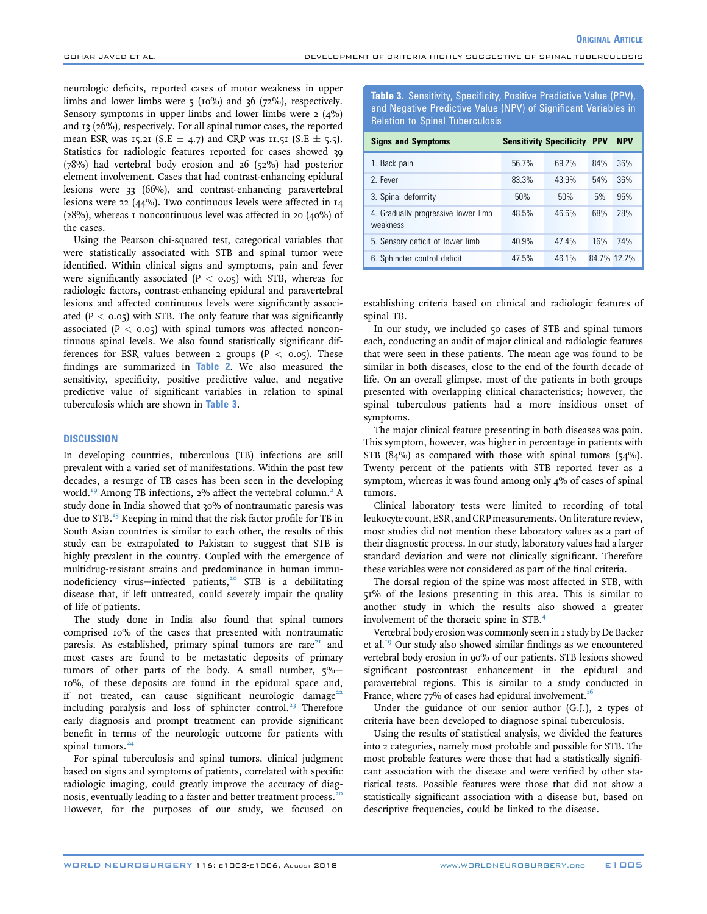neurologic deficits, reported cases of motor weakness in upper limbs and lower limbs were 5 (10%) and 36 (72%), respectively. Sensory symptoms in upper limbs and lower limbs were 2 (4%) and 13 (26%), respectively. For all spinal tumor cases, the reported mean ESR was 15.21 (S.E ± 4.7) and CRP was 11.51 (S.E ± 5.5). Statistics for radiologic features reported for cases showed 39 (78%) had vertebral body erosion and 26 (52%) had posterior element involvement. Cases that had contrast-enhancing epidural lesions were 33 (66%), and contrast-enhancing paravertebral lesions were 22 (44%). Two continuous levels were affected in 14 (28%), whereas 1 noncontinuous level was affected in 20 (40%) of the cases.

Using the Pearson chi-squared test, categorical variables that were statistically associated with STB and spinal tumor were identified. Within clinical signs and symptoms, pain and fever were significantly associated ($P < 0.05$) with STB, whereas for radiologic factors, contrast-enhancing epidural and paravertebral lesions and affected continuous levels were significantly associated ($P < 0.05$) with STB. The only feature that was significantly associated ($P < 0.05$) with spinal tumors was affected noncontinuous spinal levels. We also found statistically significant differences for ESR values between 2 groups ($P < 0.05$). These findings are summarized in Table 2. We also measured the sensitivity, specificity, positive predictive value, and negative predictive value of significant variables in relation to spinal tuberculosis which are shown in Table 3.

**Table 3.** Sensitivity, Specificity, Positive Predictive Value (PPV), and Negative Predictive Value (NPV) of Significant Variables in Relation to Spinal Tuberculosis

| Signs and Symptoms | Sensitivity | Specificity | PPV | NPV |
|---|---|---|---|---|
| 1. Back pain | 56.7% | 69.2% | 84% | 36% |
| 2. Fever | 83.3% | 43.9% | 54% | 36% |
| 3. Spinal deformity | 50% | 50% | 5% | 95% |
| 4. Gradually progressive lower limb weakness | 48.5% | 46.6% | 68% | 28% |
| 5. Sensory deficit of lower limb | 40.9% | 47.4% | 16% | 74% |
| 6. Sphincter control deficit | 47.5% | 46.1% | 84.7% | 12.2% |

## DISCUSSION

In developing countries, tuberculous (TB) infections are still prevalent with a varied set of manifestations. Within the past few decades, a resurge of TB cases has been seen in the developing world.[19] Among TB infections, 2% affect the vertebral column.[2] A study done in India showed that 30% of nontraumatic paresis was due to STB.[13] Keeping in mind that the risk factor profile for TB in South Asian countries is similar to each other, the results of this study can be extrapolated to Pakistan to suggest that STB is highly prevalent in the country. Coupled with the emergence of multidrug-resistant strains and predominance in human immunodeficiency virus–infected patients,[20] STB is a debilitating disease that, if left untreated, could severely impair the quality of life of patients.

The study done in India also found that spinal tumors comprised 10% of the cases that presented with nontraumatic paresis. As established, primary spinal tumors are rare[21] and most cases are found to be metastatic deposits of primary tumors of other parts of the body. A small number, 5%–10%, of these deposits are found in the epidural space and, if not treated, can cause significant neurologic damage[22] including paralysis and loss of sphincter control.[23] Therefore early diagnosis and prompt treatment can provide significant benefit in terms of the neurologic outcome for patients with spinal tumors.[24]

For spinal tuberculosis and spinal tumors, clinical judgment based on signs and symptoms of patients, correlated with specific radiologic imaging, could greatly improve the accuracy of diagnosis, eventually leading to a faster and better treatment process.[20] However, for the purposes of our study, we focused on establishing criteria based on clinical and radiologic features of spinal TB.

In our study, we included 50 cases of STB and spinal tumors each, conducting an audit of major clinical and radiologic features that were seen in these patients. The mean age was found to be similar in both diseases, close to the end of the fourth decade of life. On an overall glimpse, most of the patients in both groups presented with overlapping clinical characteristics; however, the spinal tuberculous patients had a more insidious onset of symptoms.

The major clinical feature presenting in both diseases was pain. This symptom, however, was higher in percentage in patients with STB (84%) as compared with those with spinal tumors (54%). Twenty percent of the patients with STB reported fever as a symptom, whereas it was found among only 4% of cases of spinal tumors.

Clinical laboratory tests were limited to recording of total leukocyte count, ESR, and CRP measurements. On literature review, most studies did not mention these laboratory values as a part of their diagnostic process. In our study, laboratory values had a larger standard deviation and were not clinically significant. Therefore these variables were not considered as part of the final criteria.

The dorsal region of the spine was most affected in STB, with 51% of the lesions presenting in this area. This is similar to another study in which the results also showed a greater involvement of the thoracic spine in STB.[4]

Vertebral body erosion was commonly seen in 1 study by De Backer et al.[19] Our study also showed similar findings as we encountered vertebral body erosion in 90% of our patients. STB lesions showed significant postcontrast enhancement in the epidural and paravertebral regions. This is similar to a study conducted in France, where 77% of cases had epidural involvement.[16]

Under the guidance of our senior author (G.J.), 2 types of criteria have been developed to diagnose spinal tuberculosis.

Using the results of statistical analysis, we divided the features into 2 categories, namely most probable and possible for STB. The most probable features were those that had a statistically significant association with the disease and were verified by other statistical tests. Possible features were those that did not show a statistically significant association with a disease but, based on descriptive frequencies, could be linked to the disease.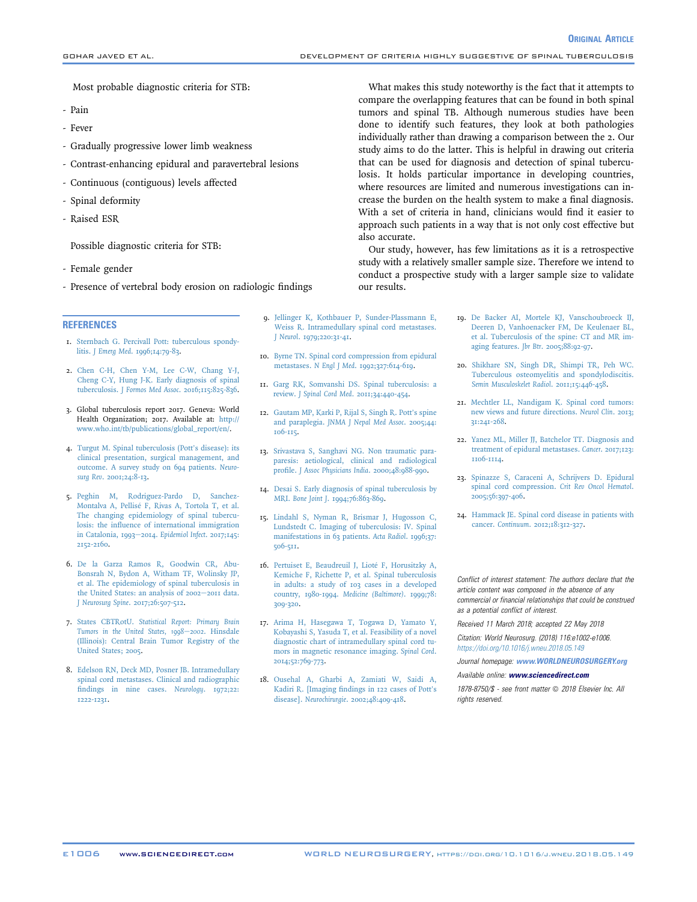Most probable diagnostic criteria for STB:

- Pain
- Fever
- Gradually progressive lower limb weakness
- Contrast-enhancing epidural and paravertebral lesions
- Continuous (contiguous) levels affected
- Spinal deformity
- Raised ESR

Possible diagnostic criteria for STB:

- Female gender
- Presence of vertebral body erosion on radiologic findings

What makes this study noteworthy is the fact that it attempts to compare the overlapping features that can be found in both spinal tumors and spinal TB. Although numerous studies have been done to identify such features, they look at both pathologies individually rather than drawing a comparison between the 2. Our study aims to do the latter. This is helpful in drawing out criteria that can be used for diagnosis and detection of spinal tuberculosis. It holds particular importance in developing countries, where resources are limited and numerous investigations can increase the burden on the health system to make a final diagnosis. With a set of criteria in hand, clinicians would find it easier to approach such patients in a way that is not only cost effective but also accurate.

Our study, however, has few limitations as it is a retrospective study with a relatively smaller sample size. Therefore we intend to conduct a prospective study with a larger sample size to validate our results.

## REFERENCES

1. Sternbach G. Percivall Pott: tuberculous spondylitis. *J Emerg Med*. 1996;14:79-83.
2. Chen C-H, Chen Y-M, Lee C-W, Chang Y-J, Cheng C-Y, Hung J-K. Early diagnosis of spinal tuberculosis. *J Formos Med Assoc*. 2016;115:825-836.
3. Global tuberculosis report 2017. Geneva: World Health Organization; 2017. Available at: http://www.who.int/tb/publications/global_report/en/.
4. Turgut M. Spinal tuberculosis (Pott's disease): its clinical presentation, surgical management, and outcome. A survey study on 694 patients. *Neurosurg Rev*. 2001;24:8-13.
5. Peghin M, Rodriguez-Pardo D, Sanchez-Montalva A, Pellisé F, Rivas A, Tortola T, et al. The changing epidemiology of spinal tuberculosis: the influence of international immigration in Catalonia, 1993–2014. *Epidemiol Infect*. 2017;145: 2152-2160.
6. De la Garza Ramos R, Goodwin CR, Abu-Bonsrah N, Bydon A, Witham TF, Wolinsky JP, et al. The epidemiology of spinal tuberculosis in the United States: an analysis of 2002–2011 data. *J Neurosurg Spine*. 2017;26:507-512.
7. States CBTRotU. *Statistical Report: Primary Brain Tumors in the United States, 1998–2002*. Hinsdale (Illinois): Central Brain Tumor Registry of the United States; 2005.
8. Edelson RN, Deck MD, Posner JB. Intramedullary spinal cord metastases. Clinical and radiographic findings in nine cases. *Neurology*. 1972;22: 1222-1231.
9. Jellinger K, Kothbauer P, Sunder-Plassmann E, Weiss R. Intramedullary spinal cord metastases. *J Neurol*. 1979;220:31-41.
10. Byrne TN. Spinal cord compression from epidural metastases. *N Engl J Med*. 1992;327:614-619.
11. Garg RK, Somvanshi DS. Spinal tuberculosis: a review. *J Spinal Cord Med*. 2011;34:440-454.
12. Gautam MP, Karki P, Rijal S, Singh R. Pott's spine and paraplegia. *JNMA J Nepal Med Assoc*. 2005;44: 106-115.
13. Srivastava S, Sanghavi NG. Non traumatic paraparesis: aetiological, clinical and radiological profile. *J Assoc Physicians India*. 2000;48:988-990.
14. Desai S. Early diagnosis of spinal tuberculosis by MRI. *Bone Joint J*. 1994;76:863-869.
15. Lindahl S, Nyman R, Brismar J, Hugosson C, Lundstedt C. Imaging of tuberculosis: IV. Spinal manifestations in 63 patients. *Acta Radiol*. 1996;37: 506-511.
16. Pertuiset E, Beaudreuil J, Lioté F, Horusitzky A, Kemiche F, Richette P, et al. Spinal tuberculosis in adults: a study of 103 cases in a developed country, 1980-1994. *Medicine (Baltimore)*. 1999;78: 309-320.
17. Arima H, Hasegawa T, Togawa D, Yamato Y, Kobayashi S, Yasuda T, et al. Feasibility of a novel diagnostic chart of intramedullary spinal cord tumors in magnetic resonance imaging. *Spinal Cord*. 2014;52:769-773.
18. Ousehal A, Gharbi A, Zamiati W, Saidi A, Kadiri R. [Imaging findings in 122 cases of Pott's disease]. *Neurochirurgie*. 2002;48:409-418.
19. De Backer AI, Mortele KJ, Vanschoubroeck IJ, Deeren D, Vanhoenacker FM, De Keulenaer BL, et al. Tuberculosis of the spine: CT and MR imaging features. *Jbr Btr*. 2005;88:92-97.
20. Shikhare SN, Singh DR, Shimpi TR, Peh WC. Tuberculous osteomyelitis and spondylodiscitis. *Semin Musculoskelet Radiol*. 2011;15:446-458.
21. Mechtler LL, Nandigam K. Spinal cord tumors: new views and future directions. *Neurol Clin*. 2013; 31:241-268.
22. Yanez ML, Miller JJ, Batchelor TT. Diagnosis and treatment of epidural metastases. *Cancer*. 2017;123: 1106-1114.
23. Spinazze S, Caraceni A, Schrijvers D. Epidural spinal cord compression. *Crit Rev Oncol Hematol*. 2005;56:397-406.
24. Hammack JE. Spinal cord disease in patients with cancer. *Continuum*. 2012;18:312-327.

*Conflict of interest statement: The authors declare that the article content was composed in the absence of any commercial or financial relationships that could be construed as a potential conflict of interest.*

*Received 11 March 2018; accepted 22 May 2018*

*Citation: World Neurosurg. (2018) 116:e1002-e1006.*
*https://doi.org/10.1016/j.wneu.2018.05.149*

*Journal homepage: **www.WORLDNEUROSURGERY.org***

*Available online: **www.sciencedirect.com***

*1878-8750/$ - see front matter © 2018 Elsevier Inc. All rights reserved.*